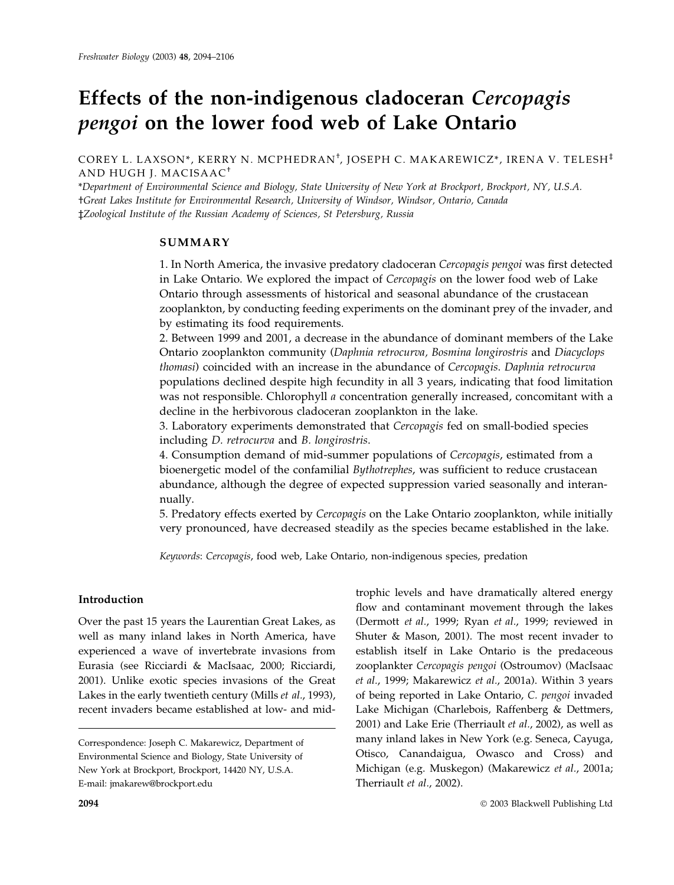# Effects of the non-indigenous cladoceran *Cercopagis pengoi* on the lower food web of Lake Ontario

COREY L. LAXSON*, KERRY N. MCPHEDRAN†, JOSEPH C. MAKAREWICZ*, IRENA V. TELESH‡ AND HUGH J. MACISAAC†

*Department of Environmental Science and Biology, State University of New York at Brockport, Brockport, NY, U.S.A.
†Great Lakes Institute for Environmental Research, University of Windsor, Windsor, Ontario, Canada
‡Zoological Institute of the Russian Academy of Sciences, St Petersburg, Russia

## SUMMARY

1. In North America, the invasive predatory cladoceran *Cercopagis pengoi* was first detected in Lake Ontario. We explored the impact of *Cercopagis* on the lower food web of Lake Ontario through assessments of historical and seasonal abundance of the crustacean zooplankton, by conducting feeding experiments on the dominant prey of the invader, and by estimating its food requirements.
2. Between 1999 and 2001, a decrease in the abundance of dominant members of the Lake Ontario zooplankton community (*Daphnia retrocurva, Bosmina longirostris* and *Diacyclops thomasi*) coincided with an increase in the abundance of *Cercopagis*. *Daphnia retrocurva* populations declined despite high fecundity in all 3 years, indicating that food limitation was not responsible. Chlorophyll *a* concentration generally increased, concomitant with a decline in the herbivorous cladoceran zooplankton in the lake.
3. Laboratory experiments demonstrated that *Cercopagis* fed on small-bodied species including *D. retrocurva* and *B. longirostris*.
4. Consumption demand of mid-summer populations of *Cercopagis*, estimated from a bioenergetic model of the confamilial *Bythotrephes*, was sufficient to reduce crustacean abundance, although the degree of expected suppression varied seasonally and interannually.
5. Predatory effects exerted by *Cercopagis* on the Lake Ontario zooplankton, while initially very pronounced, have decreased steadily as the species became established in the lake.

*Keywords*: *Cercopagis*, food web, Lake Ontario, non-indigenous species, predation

## Introduction

Over the past 15 years the Laurentian Great Lakes, as well as many inland lakes in North America, have experienced a wave of invertebrate invasions from Eurasia (see Ricciardi & MacIsaac, 2000; Ricciardi, 2001). Unlike exotic species invasions of the Great Lakes in the early twentieth century (Mills *et al*., 1993), recent invaders became established at low- and mid-trophic levels and have dramatically altered energy flow and contaminant movement through the lakes (Dermott *et al*., 1999; Ryan *et al*., 1999; reviewed in Shuter & Mason, 2001). The most recent invader to establish itself in Lake Ontario is the predaceous zooplankter *Cercopagis pengoi* (Ostroumov) (MacIsaac *et al*., 1999; Makarewicz *et al*., 2001a). Within 3 years of being reported in Lake Ontario, *C. pengoi* invaded Lake Michigan (Charlebois, Raffenberg & Dettmers, 2001) and Lake Erie (Therriault *et al*., 2002), as well as many inland lakes in New York (e.g. Seneca, Cayuga, Otisco, Canandaigua, Owasco and Cross) and Michigan (e.g. Muskegon) (Makarewicz *et al*., 2001a; Therriault *et al*., 2002).

Correspondence: Joseph C. Makarewicz, Department of Environmental Science and Biology, State University of New York at Brockport, Brockport, 14420 NY, U.S.A. E-mail: jmakarew@brockport.edu

© 2003 Blackwell Publishing Ltd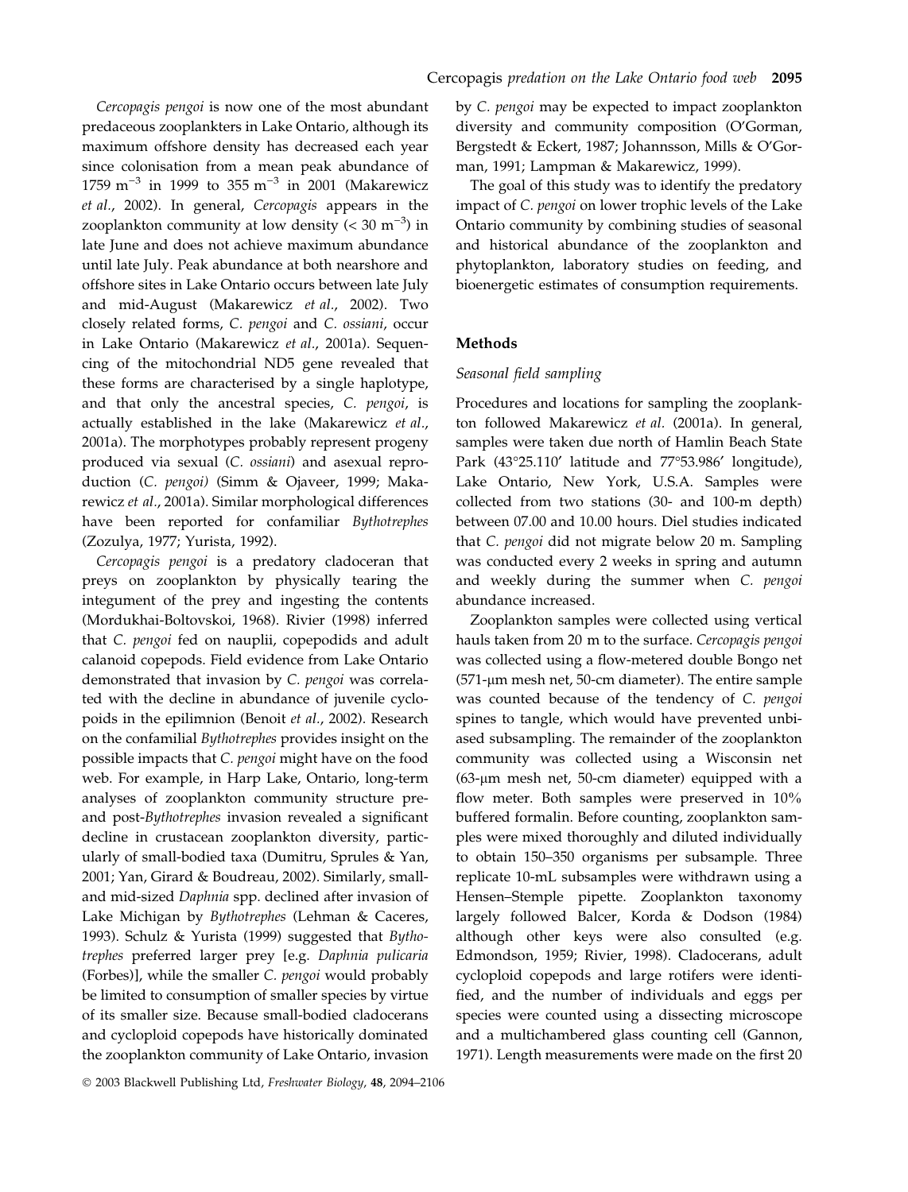*Cercopagis pengoi* is now one of the most abundant predaceous zooplankters in Lake Ontario, although its maximum offshore density has decreased each year since colonisation from a mean peak abundance of 1759 $m^{-3}$ in 1999 to 355 $m^{-3}$ in 2001 (Makarewicz *et al*., 2002). In general, *Cercopagis* appears in the zooplankton community at low density (< 30 $m^{-3}$) in late June and does not achieve maximum abundance until late July. Peak abundance at both nearshore and offshore sites in Lake Ontario occurs between late July and mid-August (Makarewicz *et al*., 2002). Two closely related forms, *C. pengoi* and *C. ossiani*, occur in Lake Ontario (Makarewicz *et al*., 2001a). Sequencing of the mitochondrial ND5 gene revealed that these forms are characterised by a single haplotype, and that only the ancestral species, *C. pengoi*, is actually established in the lake (Makarewicz *et al*., 2001a). The morphotypes probably represent progeny produced via sexual (*C. ossiani*) and asexual reproduction (*C. pengoi)* (Simm & Ojaveer, 1999; Makarewicz *et al*., 2001a). Similar morphological differences have been reported for confamiliar *Bythotrephes* (Zozulya, 1977; Yurista, 1992).

*Cercopagis pengoi* is a predatory cladoceran that preys on zooplankton by physically tearing the integument of the prey and ingesting the contents (Mordukhai-Boltovskoi, 1968). Rivier (1998) inferred that *C. pengoi* fed on nauplii, copepodids and adult calanoid copepods. Field evidence from Lake Ontario demonstrated that invasion by *C. pengoi* was correlated with the decline in abundance of juvenile cyclopoids in the epilimnion (Benoit *et al*., 2002). Research on the confamilial *Bythotrephes* provides insight on the possible impacts that *C. pengoi* might have on the food web. For example, in Harp Lake, Ontario, long-term analyses of zooplankton community structure pre- and post-*Bythotrephes* invasion revealed a significant decline in crustacean zooplankton diversity, particularly of small-bodied taxa (Dumitru, Sprules & Yan, 2001; Yan, Girard & Boudreau, 2002). Similarly, small- and mid-sized *Daphnia* spp. declined after invasion of Lake Michigan by *Bythotrephes* (Lehman & Caceres, 1993). Schulz & Yurista (1999) suggested that *Bythotrephes* preferred larger prey [e.g. *Daphnia pulicaria* (Forbes)], while the smaller *C. pengoi* would probably be limited to consumption of smaller species by virtue of its smaller size. Because small-bodied cladocerans and cyclopoid copepods have historically dominated the zooplankton community of Lake Ontario, invasion by *C. pengoi* may be expected to impact zooplankton diversity and community composition (O'Gorman, Bergstedt & Eckert, 1987; Johannsson, Mills & O'Gorman, 1991; Lampman & Makarewicz, 1999).

The goal of this study was to identify the predatory impact of *C. pengoi* on lower trophic levels of the Lake Ontario community by combining studies of seasonal and historical abundance of the zooplankton and phytoplankton, laboratory studies on feeding, and bioenergetic estimates of consumption requirements.

## Methods

### *Seasonal field sampling*

Procedures and locations for sampling the zooplankton followed Makarewicz *et al.* (2001a). In general, samples were taken due north of Hamlin Beach State Park (43°25.110′ latitude and 77°53.986′ longitude), Lake Ontario, New York, U.S.A. Samples were collected from two stations (30- and 100-m depth) between 07.00 and 10.00 hours. Diel studies indicated that *C. pengoi* did not migrate below 20 m. Sampling was conducted every 2 weeks in spring and autumn and weekly during the summer when *C. pengoi* abundance increased.

Zooplankton samples were collected using vertical hauls taken from 20 m to the surface. *Cercopagis pengoi* was collected using a flow-metered double Bongo net (571-μm mesh net, 50-cm diameter). The entire sample was counted because of the tendency of *C. pengoi* spines to tangle, which would have prevented unbiased subsampling. The remainder of the zooplankton community was collected using a Wisconsin net (63-μm mesh net, 50-cm diameter) equipped with a flow meter. Both samples were preserved in 10% buffered formalin. Before counting, zooplankton samples were mixed thoroughly and diluted individually to obtain 150–350 organisms per subsample. Three replicate 10-mL subsamples were withdrawn using a Hensen–Stemple pipette. Zooplankton taxonomy largely followed Balcer, Korda & Dodson (1984) although other keys were also consulted (e.g. Edmondson, 1959; Rivier, 1998). Cladocerans, adult cyclopoid copepods and large rotifers were identified, and the number of individuals and eggs per species were counted using a dissecting microscope and a multichambered glass counting cell (Gannon, 1971). Length measurements were made on the first 20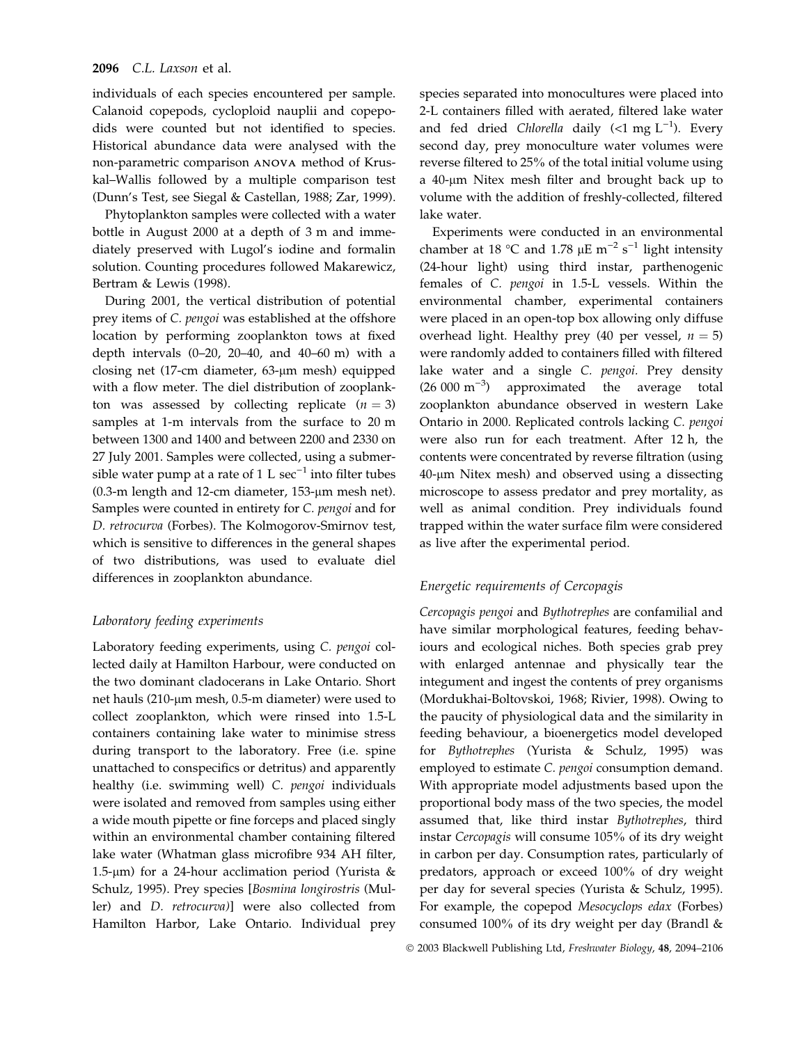individuals of each species encountered per sample. Calanoid copepods, cyclopoid nauplii and copepodids were counted but not identified to species. Historical abundance data were analysed with the non-parametric comparison ANOVA method of Kruskal–Wallis followed by a multiple comparison test (Dunn's Test, see Siegal & Castellan, 1988; Zar, 1999).

Phytoplankton samples were collected with a water bottle in August 2000 at a depth of 3 m and immediately preserved with Lugol's iodine and formalin solution. Counting procedures followed Makarewicz, Bertram & Lewis (1998).

During 2001, the vertical distribution of potential prey items of *C. pengoi* was established at the offshore location by performing zooplankton tows at fixed depth intervals (0–20, 20–40, and 40–60 m) with a closing net (17-cm diameter, 63-μm mesh) equipped with a flow meter. The diel distribution of zooplankton was assessed by collecting replicate ($n = 3$) samples at 1-m intervals from the surface to 20 m between 1300 and 1400 and between 2200 and 2330 on 27 July 2001. Samples were collected, using a submersible water pump at a rate of 1 L sec$^{-1}$ into filter tubes (0.3-m length and 12-cm diameter, 153-μm mesh net). Samples were counted in entirety for *C. pengoi* and for *D. retrocurva* (Forbes). The Kolmogorov-Smirnov test, which is sensitive to differences in the general shapes of two distributions, was used to evaluate diel differences in zooplankton abundance.

### Laboratory feeding experiments

Laboratory feeding experiments, using *C. pengoi* collected daily at Hamilton Harbour, were conducted on the two dominant cladocerans in Lake Ontario. Short net hauls (210-μm mesh, 0.5-m diameter) were used to collect zooplankton, which were rinsed into 1.5-L containers containing lake water to minimise stress during transport to the laboratory. Free (i.e. spine unattached to conspecifics or detritus) and apparently healthy (i.e. swimming well) *C. pengoi* individuals were isolated and removed from samples using either a wide mouth pipette or fine forceps and placed singly within an environmental chamber containing filtered lake water (Whatman glass microfibre 934 AH filter, 1.5-μm) for a 24-hour acclimation period (Yurista & Schulz, 1995). Prey species [*Bosmina longirostris* (Muller) and *D. retrocurva*)] were also collected from Hamilton Harbor, Lake Ontario. Individual prey species separated into monocultures were placed into 2-L containers filled with aerated, filtered lake water and fed dried *Chlorella* daily (<1 mg L$^{-1}$). Every second day, prey monoculture water volumes were reverse filtered to 25% of the total initial volume using a 40-μm Nitex mesh filter and brought back up to volume with the addition of freshly-collected, filtered lake water.

Experiments were conducted in an environmental chamber at 18 °C and 1.78 μE m$^{-2}$ s$^{-1}$ light intensity (24-hour light) using third instar, parthenogenic females of *C. pengoi* in 1.5-L vessels. Within the environmental chamber, experimental containers were placed in an open-top box allowing only diffuse overhead light. Healthy prey (40 per vessel, $n = 5$) were randomly added to containers filled with filtered lake water and a single *C. pengoi*. Prey density (26 000 m$^{-3}$) approximated the average total zooplankton abundance observed in western Lake Ontario in 2000. Replicated controls lacking *C. pengoi* were also run for each treatment. After 12 h, the contents were concentrated by reverse filtration (using 40-μm Nitex mesh) and observed using a dissecting microscope to assess predator and prey mortality, as well as animal condition. Prey individuals found trapped within the water surface film were considered as live after the experimental period.

### Energetic requirements of Cercopagis

*Cercopagis pengoi* and *Bythotrephes* are confamilial and have similar morphological features, feeding behaviours and ecological niches. Both species grab prey with enlarged antennae and physically tear the integument and ingest the contents of prey organisms (Mordukhai-Boltovskoi, 1968; Rivier, 1998). Owing to the paucity of physiological data and the similarity in feeding behaviour, a bioenergetics model developed for *Bythotrephes* (Yurista & Schulz, 1995) was employed to estimate *C. pengoi* consumption demand. With appropriate model adjustments based upon the proportional body mass of the two species, the model assumed that, like third instar *Bythotrephes*, third instar *Cercopagis* will consume 105% of its dry weight in carbon per day. Consumption rates, particularly of predators, approach or exceed 100% of dry weight per day for several species (Yurista & Schulz, 1995). For example, the copepod *Mesocyclops edax* (Forbes) consumed 100% of its dry weight per day (Brandl &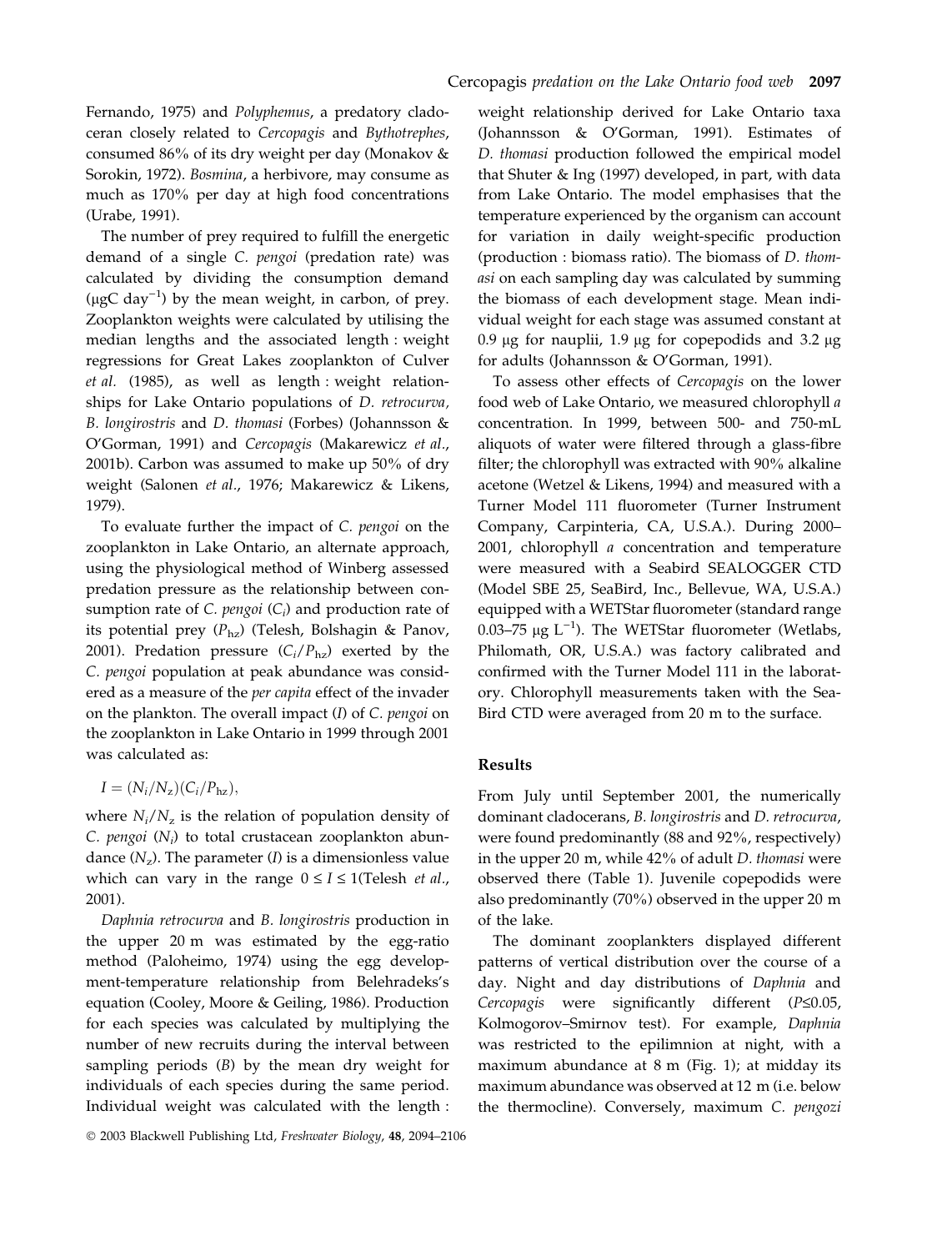Fernando, 1975) and *Polyphemus*, a predatory cladoceran closely related to *Cercopagis* and *Bythotrephes*, consumed 86% of its dry weight per day (Monakov & Sorokin, 1972). *Bosmina*, a herbivore, may consume as much as 170% per day at high food concentrations (Urabe, 1991).

The number of prey required to fulfill the energetic demand of a single *C. pengoi* (predation rate) was calculated by dividing the consumption demand (μgC day$^{-1}$) by the mean weight, in carbon, of prey. Zooplankton weights were calculated by utilising the median lengths and the associated length : weight regressions for Great Lakes zooplankton of Culver *et al.* (1985), as well as length : weight relationships for Lake Ontario populations of *D. retrocurva*, *B. longirostris* and *D. thomasi* (Forbes) (Johannsson & O'Gorman, 1991) and *Cercopagis* (Makarewicz *et al.*, 2001b). Carbon was assumed to make up 50% of dry weight (Salonen *et al.*, 1976; Makarewicz & Likens, 1979).

To evaluate further the impact of *C. pengoi* on the zooplankton in Lake Ontario, an alternate approach, using the physiological method of Winberg assessed predation pressure as the relationship between consumption rate of *C. pengoi* ($C_i$) and production rate of its potential prey ($P_{hz}$) (Telesh, Bolshagin & Panov, 2001). Predation pressure ($C_i/P_{hz}$) exerted by the *C. pengoi* population at peak abundance was considered as a measure of the *per capita* effect of the invader on the plankton. The overall impact ($I$) of *C. pengoi* on the zooplankton in Lake Ontario in 1999 through 2001 was calculated as:

$$I = (N_i/N_z)(C_i/P_{hz}),$$

where $N_i/N_z$ is the relation of population density of *C. pengoi* ($N_i$) to total crustacean zooplankton abundance ($N_z$). The parameter ($I$) is a dimensionless value which can vary in the range $0 \leq I \leq 1$(Telesh *et al.*, 2001).

*Daphnia retrocurva* and *B. longirostris* production in the upper 20 m was estimated by the egg-ratio method (Paloheimo, 1974) using the egg development-temperature relationship from Belehradeks's equation (Cooley, Moore & Geiling, 1986). Production for each species was calculated by multiplying the number of new recruits during the interval between sampling periods ($B$) by the mean dry weight for individuals of each species during the same period. Individual weight was calculated with the length : weight relationship derived for Lake Ontario taxa (Johannsson & O'Gorman, 1991). Estimates of *D. thomasi* production followed the empirical model that Shuter & Ing (1997) developed, in part, with data from Lake Ontario. The model emphasises that the temperature experienced by the organism can account for variation in daily weight-specific production (production : biomass ratio). The biomass of *D. thomasi* on each sampling day was calculated by summing the biomass of each development stage. Mean individual weight for each stage was assumed constant at 0.9 μg for nauplii, 1.9 μg for copepodids and 3.2 μg for adults (Johannsson & O'Gorman, 1991).

To assess other effects of *Cercopagis* on the lower food web of Lake Ontario, we measured chlorophyll *a* concentration. In 1999, between 500- and 750-mL aliquots of water were filtered through a glass-fibre filter; the chlorophyll was extracted with 90% alkaline acetone (Wetzel & Likens, 1994) and measured with a Turner Model 111 fluorometer (Turner Instrument Company, Carpinteria, CA, U.S.A.). During 2000–2001, chlorophyll *a* concentration and temperature were measured with a Seabird SEALOGGER CTD (Model SBE 25, SeaBird, Inc., Bellevue, WA, U.S.A.) equipped with a WETStar fluorometer (standard range 0.03–75 μg L$^{-1}$). The WETStar fluorometer (Wetlabs, Philomath, OR, U.S.A.) was factory calibrated and confirmed with the Turner Model 111 in the laboratory. Chlorophyll measurements taken with the Sea-Bird CTD were averaged from 20 m to the surface.

## Results

From July until September 2001, the numerically dominant cladocerans, *B. longirostris* and *D. retrocurva*, were found predominantly (88 and 92%, respectively) in the upper 20 m, while 42% of adult *D. thomasi* were observed there (Table 1). Juvenile copepodids were also predominantly (70%) observed in the upper 20 m of the lake.

The dominant zooplankters displayed different patterns of vertical distribution over the course of a day. Night and day distributions of *Daphnia* and *Cercopagis* were significantly different ($P \leq 0.05$, Kolmogorov–Smirnov test). For example, *Daphnia* was restricted to the epilimnion at night, with a maximum abundance at 8 m (Fig. 1); at midday its maximum abundance was observed at 12 m (i.e. below the thermocline). Conversely, maximum *C. pengozi*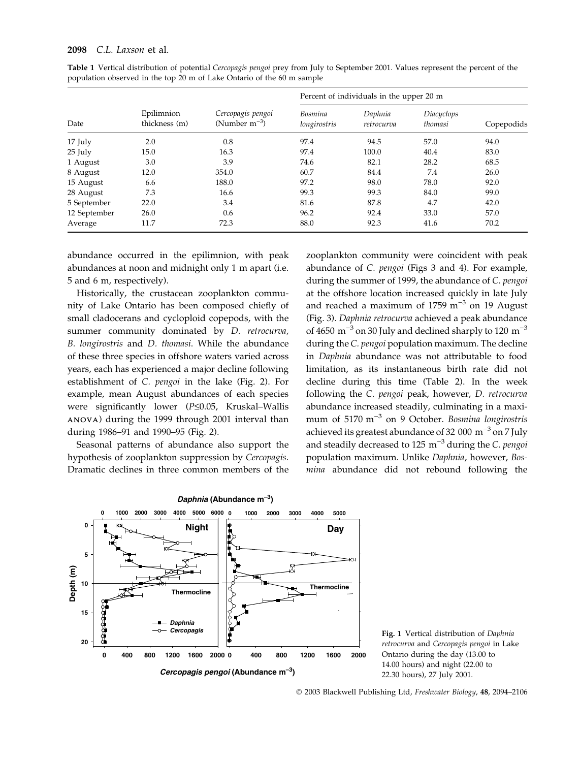**Table 1** Vertical distribution of potential *Cercopagis pengoi* prey from July to September 2001. Values represent the percent of the population observed in the top 20 m of Lake Ontario of the 60 m sample

| Date | Epilimnion thickness (m) | *Cercopagis pengoi* (Number $m^{-3}$) | Percent of individuals in the upper 20 m | | | |
|---|---|---|---|---|---|---|
| | | | *Bosmina longirostris* | *Daphnia retrocurva* | *Diacyclops thomasi* | Copepodids |
| 17 July | 2.0 | 0.8 | 97.4 | 94.5 | 57.0 | 94.0 |
| 25 July | 15.0 | 16.3 | 97.4 | 100.0 | 40.4 | 83.0 |
| 1 August | 3.0 | 3.9 | 74.6 | 82.1 | 28.2 | 68.5 |
| 8 August | 12.0 | 354.0 | 60.7 | 84.4 | 7.4 | 26.0 |
| 15 August | 6.6 | 188.0 | 97.2 | 98.0 | 78.0 | 92.0 |
| 28 August | 7.3 | 16.6 | 99.3 | 99.3 | 84.0 | 99.0 |
| 5 September | 22.0 | 3.4 | 81.6 | 87.8 | 4.7 | 42.0 |
| 12 September | 26.0 | 0.6 | 96.2 | 92.4 | 33.0 | 57.0 |
| Average | 11.7 | 72.3 | 88.0 | 92.3 | 41.6 | 70.2 |

abundance occurred in the epilimnion, with peak abundances at noon and midnight only 1 m apart (i.e. 5 and 6 m, respectively).

Historically, the crustacean zooplankton community of Lake Ontario has been composed chiefly of small cladocerans and cyclopoid copepods, with the summer community dominated by *D. retrocurva, B. longirostris* and *D. thomasi*. While the abundance of these three species in offshore waters varied across years, each has experienced a major decline following establishment of *C. pengoi* in the lake (Fig. 2). For example, mean August abundances of each species were significantly lower ($P \leq 0.05$, Kruskal–Wallis ANOVA) during the 1999 through 2001 interval than during 1986–91 and 1990–95 (Fig. 2).

Seasonal patterns of abundance also support the hypothesis of zooplankton suppression by *Cercopagis*. Dramatic declines in three common members of the zooplankton community were coincident with peak abundance of *C. pengoi* (Figs 3 and 4). For example, during the summer of 1999, the abundance of *C. pengoi* at the offshore location increased quickly in late July and reached a maximum of 1759 $m^{-3}$ on 19 August (Fig. 3). *Daphnia retrocurva* achieved a peak abundance of 4650 $m^{-3}$ on 30 July and declined sharply to 120 $m^{-3}$ during the *C. pengoi* population maximum. The decline in *Daphnia* abundance was not attributable to food limitation, as its instantaneous birth rate did not decline during this time (Table 2). In the week following the *C. pengoi* peak, however, *D. retrocurva* abundance increased steadily, culminating in a maximum of 5170 $m^{-3}$ on 9 October. *Bosmina longirostris* achieved its greatest abundance of 32 000 $m^{-3}$ on 7 July and steadily decreased to 125 $m^{-3}$ during the *C. pengoi* population maximum. Unlike *Daphnia*, however, *Bosmina* abundance did not rebound following the

**Fig. 1** Vertical distribution of *Daphnia retrocurva* and *Cercopagis pengoi* in Lake Ontario during the day (13.00 to 14.00 hours) and night (22.00 to 22.30 hours), 27 July 2001.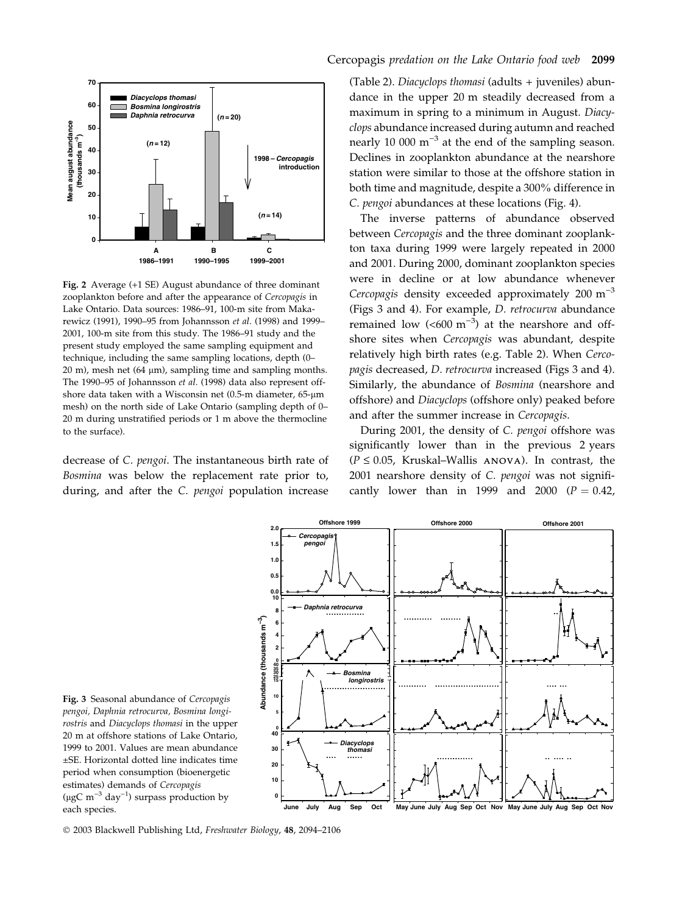Fig. 2 Average (+1 SE) August abundance of three dominant zooplankton before and after the appearance of *Cercopagis* in Lake Ontario. Data sources: 1986–91, 100-m site from Makarewicz (1991), 1990–95 from Johannsson *et al.* (1998) and 1999–2001, 100-m site from this study. The 1986–91 study and the present study employed the same sampling equipment and technique, including the same sampling locations, depth (0–20 m), mesh net (64 μm), sampling time and sampling months. The 1990–95 of Johannsson *et al.* (1998) data also represent offshore data taken with a Wisconsin net (0.5-m diameter, 65-μm mesh) on the north side of Lake Ontario (sampling depth of 0–20 m during unstratified periods or 1 m above the thermocline to the surface).

decrease of *C. pengoi*. The instantaneous birth rate of *Bosmina* was below the replacement rate prior to, during, and after the *C. pengoi* population increase (Table 2). *Diacyclops thomasi* (adults + juveniles) abundance in the upper 20 m steadily decreased from a maximum in spring to a minimum in August. *Diacyclops* abundance increased during autumn and reached nearly 10 000 $m^{-3}$ at the end of the sampling season. Declines in zooplankton abundance at the nearshore station were similar to those at the offshore station in both time and magnitude, despite a 300% difference in *C. pengoi* abundances at these locations (Fig. 4).

The inverse patterns of abundance observed between *Cercopagis* and the three dominant zooplankton taxa during 1999 were largely repeated in 2000 and 2001. During 2000, dominant zooplankton species were in decline or at low abundance whenever *Cercopagis* density exceeded approximately 200 $m^{-3}$ (Figs 3 and 4). For example, *D. retrocurva* abundance remained low (<600 $m^{-3}$) at the nearshore and offshore sites when *Cercopagis* was abundant, despite relatively high birth rates (e.g. Table 2). When *Cercopagis* decreased, *D. retrocurva* increased (Figs 3 and 4). Similarly, the abundance of *Bosmina* (nearshore and offshore) and *Diacyclops* (offshore only) peaked before and after the summer increase in *Cercopagis*.

During 2001, the density of *C. pengoi* offshore was significantly lower than in the previous 2 years ($P \leq 0.05$, Kruskal–Wallis ANOVA). In contrast, the 2001 nearshore density of *C. pengoi* was not significantly lower than in 1999 and 2000 ($P = 0.42$,

Fig. 3 Seasonal abundance of *Cercopagis pengoi*, *Daphnia retrocurva*, *Bosmina longirostris* and *Diacyclops thomasi* in the upper 20 m at offshore stations of Lake Ontario, 1999 to 2001. Values are mean abundance ±SE. Horizontal dotted line indicates time period when consumption (bioenergetic estimates) demands of *Cercopagis* (μgC $m^{-3}$ $day^{-1}$) surpass production by each species.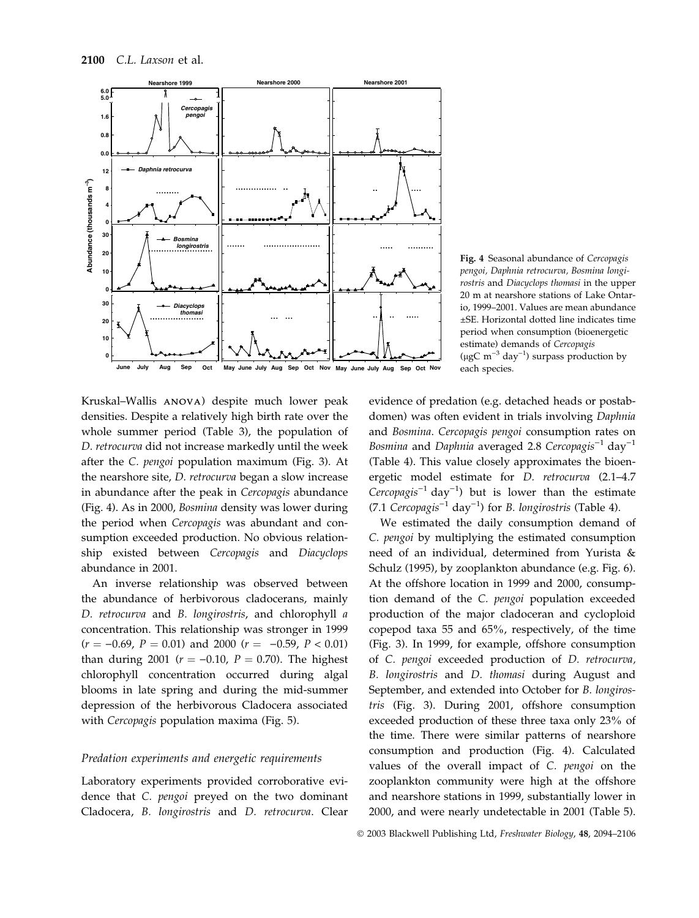Fig. 4 Seasonal abundance of *Cercopagis pengoi, Daphnia retrocurva, Bosmina longirostris* and *Diacyclops thomasi* in the upper 20 m at nearshore stations of Lake Ontario, 1999–2001. Values are mean abundance ±SE. Horizontal dotted line indicates time period when consumption (bioenergetic estimate) demands of *Cercopagis* (μgC $m^{-3}$ $day^{-1}$) surpass production by each species.

Kruskal–Wallis ANOVA) despite much lower peak densities. Despite a relatively high birth rate over the whole summer period (Table 3), the population of *D. retrocurva* did not increase markedly until the week after the *C. pengoi* population maximum (Fig. 3). At the nearshore site, *D. retrocurva* began a slow increase in abundance after the peak in *Cercopagis* abundance (Fig. 4). As in 2000, *Bosmina* density was lower during the period when *Cercopagis* was abundant and consumption exceeded production. No obvious relationship existed between *Cercopagis* and *Diacyclops* abundance in 2001.

An inverse relationship was observed between the abundance of herbivorous cladocerans, mainly *D. retrocurva* and *B. longirostris*, and chlorophyll *a* concentration. This relationship was stronger in 1999 ($r = -0.69$, $P = 0.01$) and 2000 ($r = -0.59$, $P < 0.01$) than during 2001 ($r = -0.10$, $P = 0.70$). The highest chlorophyll concentration occurred during algal blooms in late spring and during the mid-summer depression of the herbivorous Cladocera associated with *Cercopagis* population maxima (Fig. 5).

### Predation experiments and energetic requirements

Laboratory experiments provided corroborative evidence that *C. pengoi* preyed on the two dominant Cladocera, *B. longirostris* and *D. retrocurva*. Clear evidence of predation (e.g. detached heads or postabdomen) was often evident in trials involving *Daphnia* and *Bosmina*. *Cercopagis pengoi* consumption rates on *Bosmina* and *Daphnia* averaged 2.8 *Cercopagis*$^{-1}$ $day^{-1}$ (Table 4). This value closely approximates the bioenergetic model estimate for *D. retrocurva* (2.1–4.7 *Cercopagis*$^{-1}$ $day^{-1}$) but is lower than the estimate (7.1 *Cercopagis*$^{-1}$ $day^{-1}$) for *B. longirostris* (Table 4).

We estimated the daily consumption demand of *C. pengoi* by multiplying the estimated consumption need of an individual, determined from Yurista & Schulz (1995), by zooplankton abundance (e.g. Fig. 6). At the offshore location in 1999 and 2000, consumption demand of the *C. pengoi* population exceeded production of the major cladoceran and cyclopoid copepod taxa 55 and 65%, respectively, of the time (Fig. 3). In 1999, for example, offshore consumption of *C. pengoi* exceeded production of *D. retrocurva, B. longirostris* and *D. thomasi* during August and September, and extended into October for *B. longirostris* (Fig. 3). During 2001, offshore consumption exceeded production of these three taxa only 23% of the time. There were similar patterns of nearshore consumption and production (Fig. 4). Calculated values of the overall impact of *C. pengoi* on the zooplankton community were high at the offshore and nearshore stations in 1999, substantially lower in 2000, and were nearly undetectable in 2001 (Table 5).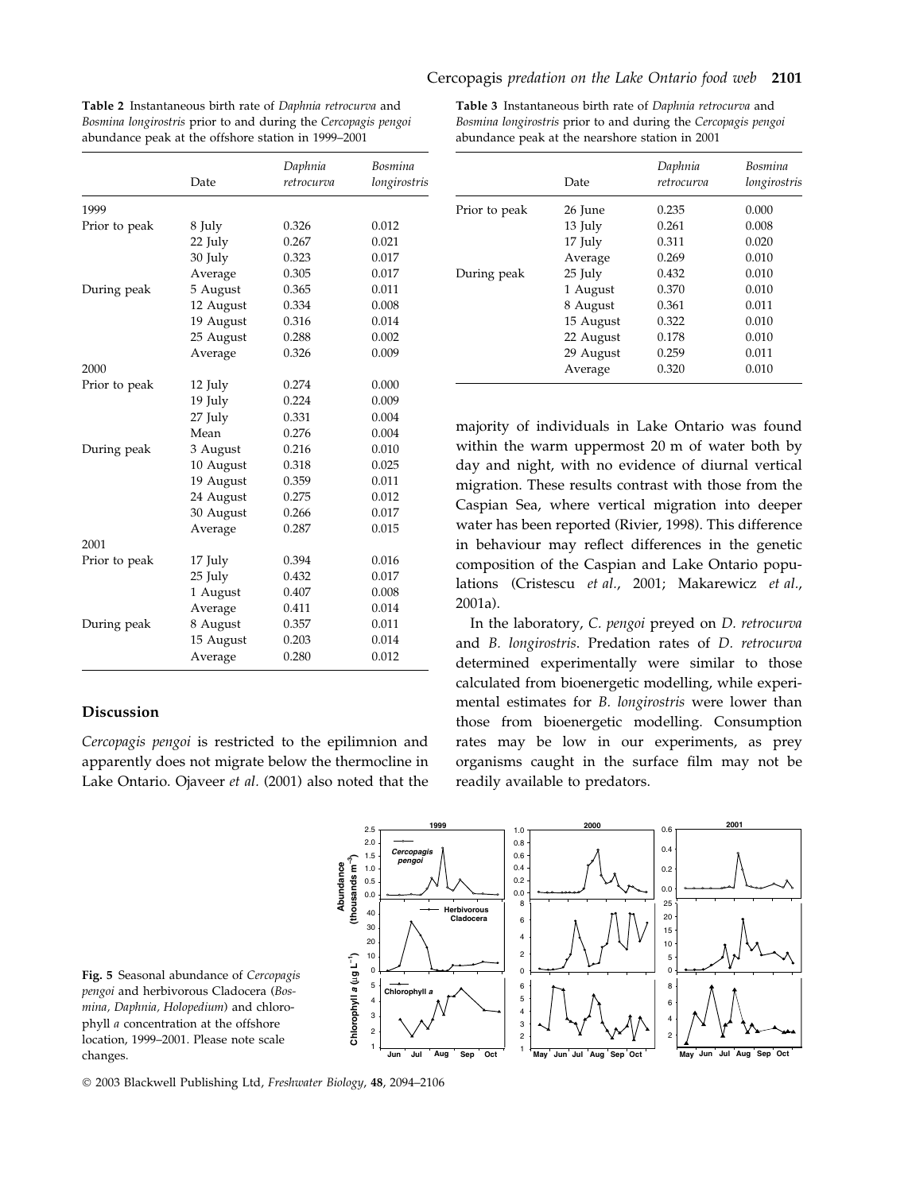**Table 2** Instantaneous birth rate of *Daphnia retrocurva* and *Bosmina longirostris* prior to and during the *Cercopagis pengoi* abundance peak at the offshore station in 1999–2001

| | Date | *Daphnia retrocurva* | *Bosmina longirostris* |
|---|---|---|---|
| 1999 | | | |
| Prior to peak | 8 July | 0.326 | 0.012 |
| | 22 July | 0.267 | 0.021 |
| | 30 July | 0.323 | 0.017 |
| | Average | 0.305 | 0.017 |
| During peak | 5 August | 0.365 | 0.011 |
| | 12 August | 0.334 | 0.008 |
| | 19 August | 0.316 | 0.014 |
| | 25 August | 0.288 | 0.002 |
| | Average | 0.326 | 0.009 |
| 2000 | | | |
| Prior to peak | 12 July | 0.274 | 0.000 |
| | 19 July | 0.224 | 0.009 |
| | 27 July | 0.331 | 0.004 |
| | Mean | 0.276 | 0.004 |
| During peak | 3 August | 0.216 | 0.010 |
| | 10 August | 0.318 | 0.025 |
| | 19 August | 0.359 | 0.011 |
| | 24 August | 0.275 | 0.012 |
| | 30 August | 0.266 | 0.017 |
| | Average | 0.287 | 0.015 |
| 2001 | | | |
| Prior to peak | 17 July | 0.394 | 0.016 |
| | 25 July | 0.432 | 0.017 |
| | 1 August | 0.407 | 0.008 |
| | Average | 0.411 | 0.014 |
| During peak | 8 August | 0.357 | 0.011 |
| | 15 August | 0.203 | 0.014 |
| | Average | 0.280 | 0.012 |

**Table 3** Instantaneous birth rate of *Daphnia retrocurva* and *Bosmina longirostris* prior to and during the *Cercopagis pengoi* abundance peak at the nearshore station in 2001

| | Date | *Daphnia retrocurva* | *Bosmina longirostris* |
|---|---|---|---|
| Prior to peak | 26 June | 0.235 | 0.000 |
| | 13 July | 0.261 | 0.008 |
| | 17 July | 0.311 | 0.020 |
| | Average | 0.269 | 0.010 |
| During peak | 25 July | 0.432 | 0.010 |
| | 1 August | 0.370 | 0.010 |
| | 8 August | 0.361 | 0.011 |
| | 15 August | 0.322 | 0.010 |
| | 22 August | 0.178 | 0.010 |
| | 29 August | 0.259 | 0.011 |
| | Average | 0.320 | 0.010 |

## Discussion

*Cercopagis pengoi* is restricted to the epilimnion and apparently does not migrate below the thermocline in Lake Ontario. Ojaveer *et al.* (2001) also noted that the majority of individuals in Lake Ontario was found within the warm uppermost 20 m of water both by day and night, with no evidence of diurnal vertical migration. These results contrast with those from the Caspian Sea, where vertical migration into deeper water has been reported (Rivier, 1998). This difference in behaviour may reflect differences in the genetic composition of the Caspian and Lake Ontario populations (Cristescu *et al.*, 2001; Makarewicz *et al.*, 2001a).

In the laboratory, *C. pengoi* preyed on *D. retrocurva* and *B. longirostris*. Predation rates of *D. retrocurva* determined experimentally were similar to those calculated from bioenergetic modelling, while experimental estimates for *B. longirostris* were lower than those from bioenergetic modelling. Consumption rates may be low in our experiments, as prey organisms caught in the surface film may not be readily available to predators.

**Fig. 5** Seasonal abundance of *Cercopagis pengoi* and herbivorous Cladocera (*Bosmina, Daphnia, Holopedium*) and chlorophyll *a* concentration at the offshore location, 1999–2001. Please note scale changes.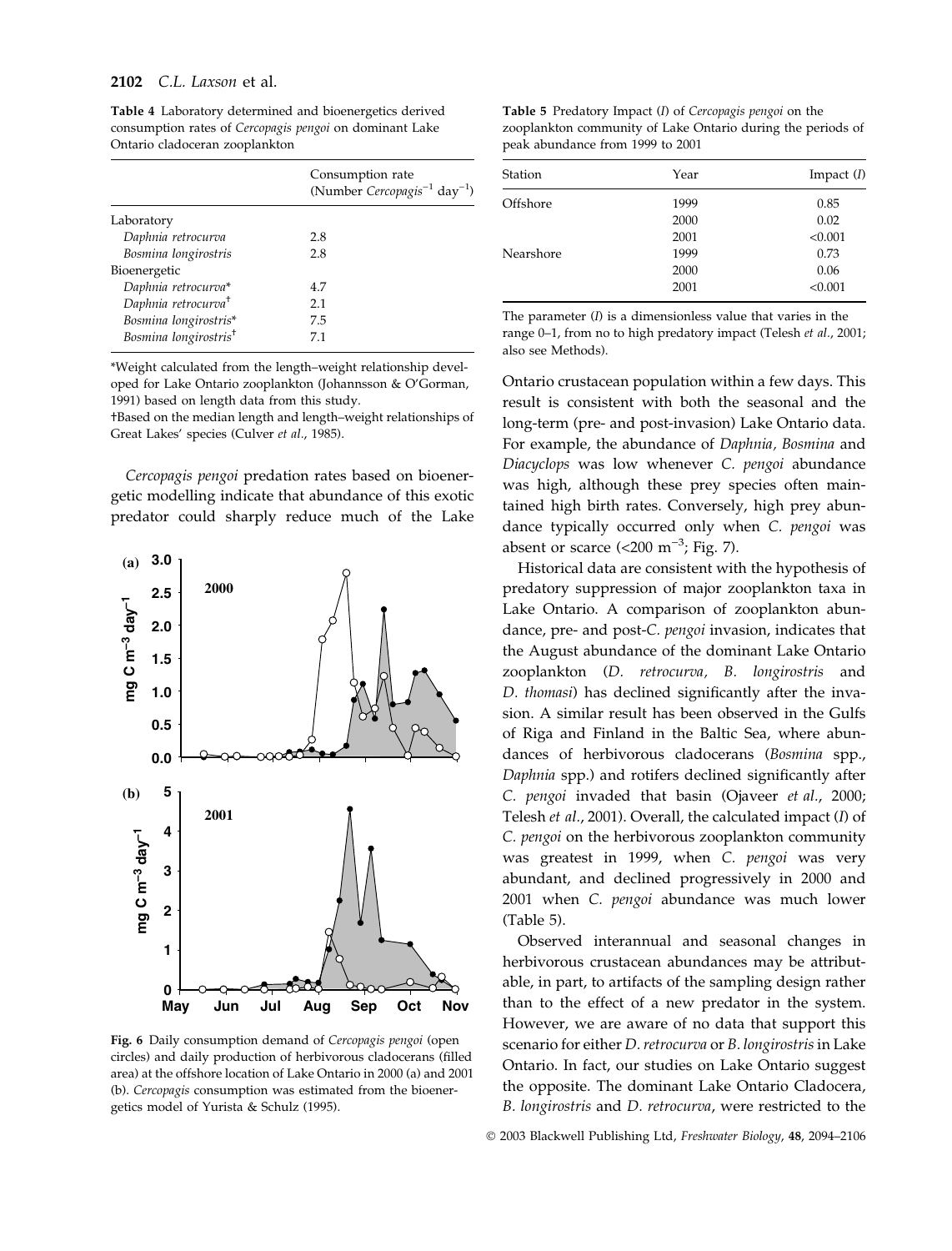**Table 4** Laboratory determined and bioenergetics derived consumption rates of *Cercopagis pengoi* on dominant Lake Ontario cladoceran zooplankton

| | Consumption rate (Number $Cercopagis^{-1}$ $day^{-1}$) |
|---|---|
| Laboratory | |
| *Daphnia retrocurva* | 2.8 |
| *Bosmina longirostris* | 2.8 |
| Bioenergetic | |
| *Daphnia retrocurva** | 4.7 |
| *Daphnia retrocurva*† | 2.1 |
| *Bosmina longirostris** | 7.5 |
| *Bosmina longirostris*† | 7.1 |

*Weight calculated from the length–weight relationship developed for Lake Ontario zooplankton (Johannsson & O'Gorman, 1991) based on length data from this study.

†Based on the median length and length–weight relationships of Great Lakes' species (Culver *et al*., 1985).

*Cercopagis pengoi* predation rates based on bioenergetic modelling indicate that abundance of this exotic predator could sharply reduce much of the Lake Ontario crustacean population within a few days. This result is consistent with both the seasonal and the long-term (pre- and post-invasion) Lake Ontario data. For example, the abundance of *Daphnia, Bosmina* and *Diacyclops* was low whenever *C. pengoi* abundance was high, although these prey species often maintained high birth rates. Conversely, high prey abundance typically occurred only when *C. pengoi* was absent or scarce (<200 $m^{-3}$; Fig. 7).

Fig. 6 Daily consumption demand of *Cercopagis pengoi* (open circles) and daily production of herbivorous cladocerans (filled area) at the offshore location of Lake Ontario in 2000 (a) and 2001 (b). *Cercopagis* consumption was estimated from the bioenergetics model of Yurista & Schulz (1995).

**Table 5** Predatory Impact (*I*) of *Cercopagis pengoi* on the zooplankton community of Lake Ontario during the periods of peak abundance from 1999 to 2001

| Station | Year | Impact (*I*) |
|---|---|---|
| Offshore | 1999 | 0.85 |
| | 2000 | 0.02 |
| | 2001 | <0.001 |
| Nearshore | 1999 | 0.73 |
| | 2000 | 0.06 |
| | 2001 | <0.001 |

The parameter (*I*) is a dimensionless value that varies in the range 0–1, from no to high predatory impact (Telesh *et al*., 2001; also see Methods).

Historical data are consistent with the hypothesis of predatory suppression of major zooplankton taxa in Lake Ontario. A comparison of zooplankton abundance, pre- and post-*C. pengoi* invasion, indicates that the August abundance of the dominant Lake Ontario zooplankton (*D. retrocurva, B. longirostris* and *D. thomasi*) has declined significantly after the invasion. A similar result has been observed in the Gulfs of Riga and Finland in the Baltic Sea, where abundances of herbivorous cladocerans (*Bosmina* spp., *Daphnia* spp.) and rotifers declined significantly after *C. pengoi* invaded that basin (Ojaveer *et al*., 2000; Telesh *et al*., 2001). Overall, the calculated impact (*I*) of *C. pengoi* on the herbivorous zooplankton community was greatest in 1999, when *C. pengoi* was very abundant, and declined progressively in 2000 and 2001 when *C. pengoi* abundance was much lower (Table 5).

Observed interannual and seasonal changes in herbivorous crustacean abundances may be attributable, in part, to artifacts of the sampling design rather than to the effect of a new predator in the system. However, we are aware of no data that support this scenario for either *D. retrocurva* or *B. longirostris* in Lake Ontario. In fact, our studies on Lake Ontario suggest the opposite. The dominant Lake Ontario Cladocera, *B. longirostris* and *D. retrocurva*, were restricted to the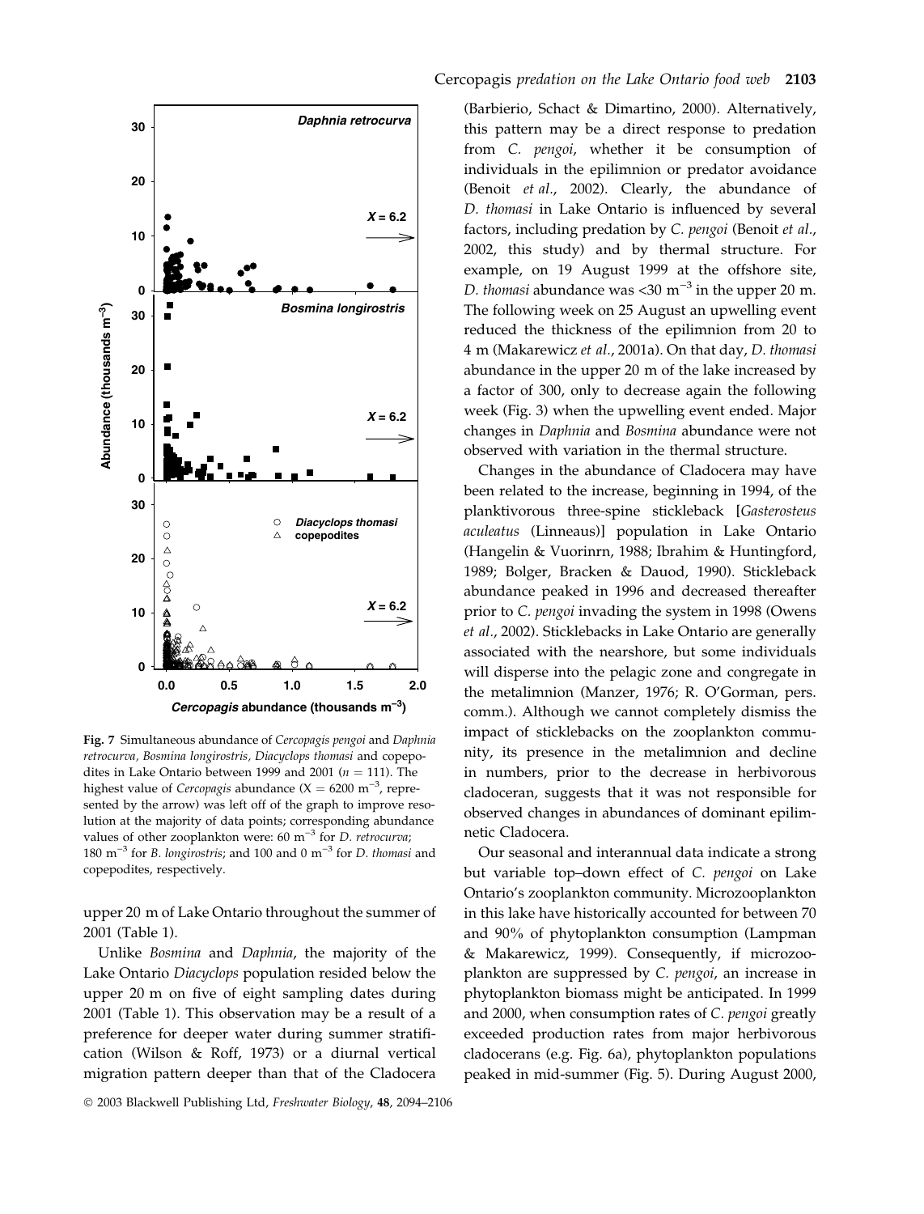Fig. 7 Simultaneous abundance of *Cercopagis pengoi* and *Daphnia retrocurva*, *Bosmina longirostris*, *Diacyclops thomasi* and copepodites in Lake Ontario between 1999 and 2001 ($n = 111$). The highest value of *Cercopagis* abundance ($X = 6200$ m$^{-3}$, represented by the arrow) was left off of the graph to improve resolution at the majority of data points; corresponding abundance values of other zooplankton were: 60 m$^{-3}$ for *D. retrocurva*; 180 m$^{-3}$ for *B. longirostris*; and 100 and 0 m$^{-3}$ for *D. thomasi* and copepodites, respectively.

upper 20 m of Lake Ontario throughout the summer of 2001 (Table 1).

Unlike *Bosmina* and *Daphnia*, the majority of the Lake Ontario *Diacyclops* population resided below the upper 20 m on five of eight sampling dates during 2001 (Table 1). This observation may be a result of a preference for deeper water during summer stratification (Wilson & Roff, 1973) or a diurnal vertical migration pattern deeper than that of the Cladocera (Barbierio, Schact & Dimartino, 2000). Alternatively, this pattern may be a direct response to predation from *C. pengoi*, whether it be consumption of individuals in the epilimnion or predator avoidance (Benoit *et al.*, 2002). Clearly, the abundance of *D. thomasi* in Lake Ontario is influenced by several factors, including predation by *C. pengoi* (Benoit *et al.*, 2002, this study) and by thermal structure. For example, on 19 August 1999 at the offshore site, *D. thomasi* abundance was <30 m$^{-3}$ in the upper 20 m. The following week on 25 August an upwelling event reduced the thickness of the epilimnion from 20 to 4 m (Makarewicz *et al.*, 2001a). On that day, *D. thomasi* abundance in the upper 20 m of the lake increased by a factor of 300, only to decrease again the following week (Fig. 3) when the upwelling event ended. Major changes in *Daphnia* and *Bosmina* abundance were not observed with variation in the thermal structure.

Changes in the abundance of Cladocera may have been related to the increase, beginning in 1994, of the planktivorous three-spine stickleback [*Gasterosteus aculeatus* (Linneaus)] population in Lake Ontario (Hangelin & Vuorinrn, 1988; Ibrahim & Huntingford, 1989; Bolger, Bracken & Dauod, 1990). Stickleback abundance peaked in 1996 and decreased thereafter prior to *C. pengoi* invading the system in 1998 (Owens *et al.*, 2002). Sticklebacks in Lake Ontario are generally associated with the nearshore, but some individuals will disperse into the pelagic zone and congregate in the metalimnion (Manzer, 1976; R. O'Gorman, pers. comm.). Although we cannot completely dismiss the impact of sticklebacks on the zooplankton community, its presence in the metalimnion and decline in numbers, prior to the decrease in herbivorous cladoceran, suggests that it was not responsible for observed changes in abundances of dominant epilimnetic Cladocera.

Our seasonal and interannual data indicate a strong but variable top–down effect of *C. pengoi* on Lake Ontario's zooplankton community. Microzooplankton in this lake have historically accounted for between 70 and 90% of phytoplankton consumption (Lampman & Makarewicz, 1999). Consequently, if microzooplankton are suppressed by *C. pengoi*, an increase in phytoplankton biomass might be anticipated. In 1999 and 2000, when consumption rates of *C. pengoi* greatly exceeded production rates from major herbivorous cladocerans (e.g. Fig. 6a), phytoplankton populations peaked in mid-summer (Fig. 5). During August 2000,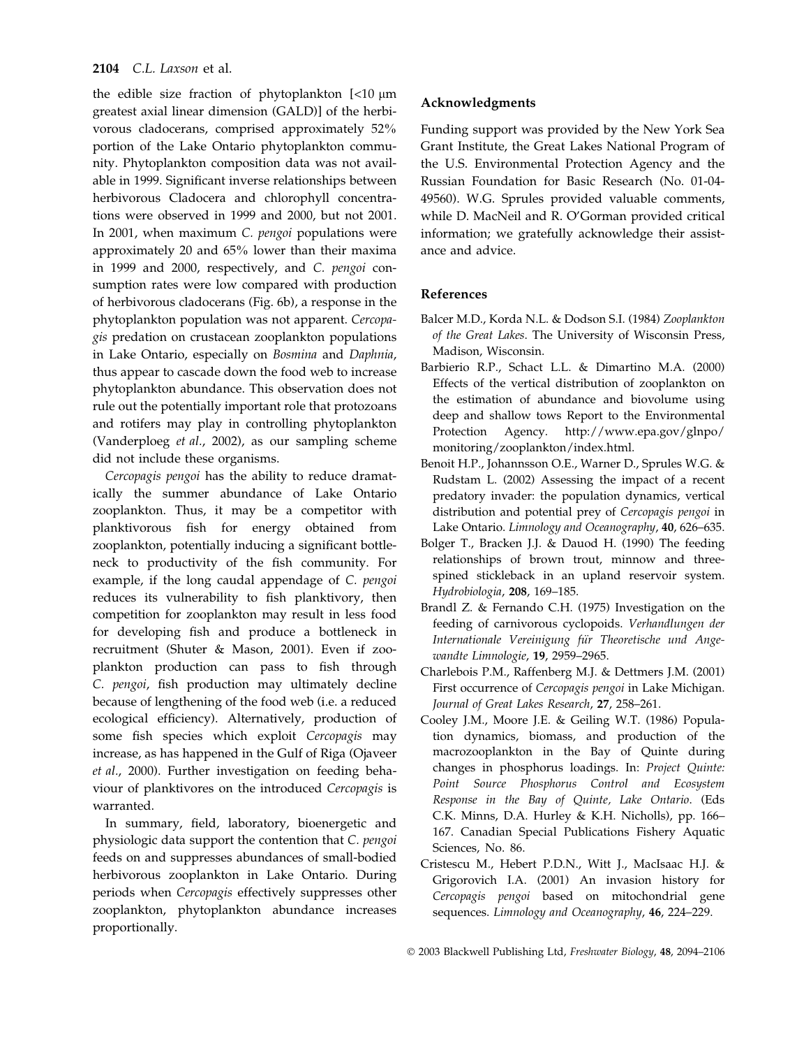the edible size fraction of phytoplankton [<10 μm greatest axial linear dimension (GALD)] of the herbivorous cladocerans, comprised approximately 52% portion of the Lake Ontario phytoplankton community. Phytoplankton composition data was not available in 1999. Significant inverse relationships between herbivorous Cladocera and chlorophyll concentrations were observed in 1999 and 2000, but not 2001. In 2001, when maximum *C. pengoi* populations were approximately 20 and 65% lower than their maxima in 1999 and 2000, respectively, and *C. pengoi* consumption rates were low compared with production of herbivorous cladocerans (Fig. 6b), a response in the phytoplankton population was not apparent. *Cercopagis* predation on crustacean zooplankton populations in Lake Ontario, especially on *Bosmina* and *Daphnia*, thus appear to cascade down the food web to increase phytoplankton abundance. This observation does not rule out the potentially important role that protozoans and rotifers may play in controlling phytoplankton (Vanderploeg *et al*., 2002), as our sampling scheme did not include these organisms.

*Cercopagis pengoi* has the ability to reduce dramatically the summer abundance of Lake Ontario zooplankton. Thus, it may be a competitor with planktivorous fish for energy obtained from zooplankton, potentially inducing a significant bottleneck to productivity of the fish community. For example, if the long caudal appendage of *C. pengoi* reduces its vulnerability to fish planktivory, then competition for zooplankton may result in less food for developing fish and produce a bottleneck in recruitment (Shuter & Mason, 2001). Even if zooplankton production can pass to fish through *C. pengoi*, fish production may ultimately decline because of lengthening of the food web (i.e. a reduced ecological efficiency). Alternatively, production of some fish species which exploit *Cercopagis* may increase, as has happened in the Gulf of Riga (Ojaveer *et al*., 2000). Further investigation on feeding behaviour of planktivores on the introduced *Cercopagis* is warranted.

In summary, field, laboratory, bioenergetic and physiologic data support the contention that *C. pengoi* feeds on and suppresses abundances of small-bodied herbivorous zooplankton in Lake Ontario. During periods when *Cercopagis* effectively suppresses other zooplankton, phytoplankton abundance increases proportionally.

## Acknowledgments

Funding support was provided by the New York Sea Grant Institute, the Great Lakes National Program of the U.S. Environmental Protection Agency and the Russian Foundation for Basic Research (No. 01-04-49560). W.G. Sprules provided valuable comments, while D. MacNeil and R. O'Gorman provided critical information; we gratefully acknowledge their assistance and advice.

## References

Balcer M.D., Korda N.L. & Dodson S.I. (1984) *Zooplankton of the Great Lakes*. The University of Wisconsin Press, Madison, Wisconsin.

Barbierio R.P., Schact L.L. & Dimartino M.A. (2000) Effects of the vertical distribution of zooplankton on the estimation of abundance and biovolume using deep and shallow tows Report to the Environmental Protection Agency. http://www.epa.gov/glnpo/monitoring/zooplankton/index.html.

Benoit H.P., Johannsson O.E., Warner D., Sprules W.G. & Rudstam L. (2002) Assessing the impact of a recent predatory invader: the population dynamics, vertical distribution and potential prey of *Cercopagis pengoi* in Lake Ontario. *Limnology and Oceanography*, **40**, 626–635.

Bolger T., Bracken J.J. & Dauod H. (1990) The feeding relationships of brown trout, minnow and three-spined stickleback in an upland reservoir system. *Hydrobiologia*, **208**, 169–185.

Brandl Z. & Fernando C.H. (1975) Investigation on the feeding of carnivorous cyclopoids. *Verhandlungen der Internationale Vereinigung für Theoretische und Angewandte Limnologie*, **19**, 2959–2965.

Charlebois P.M., Raffenberg M.J. & Dettmers J.M. (2001) First occurrence of *Cercopagis pengoi* in Lake Michigan. *Journal of Great Lakes Research*, **27**, 258–261.

Cooley J.M., Moore J.E. & Geiling W.T. (1986) Population dynamics, biomass, and production of the macrozooplankton in the Bay of Quinte during changes in phosphorus loadings. In: *Project Quinte: Point Source Phosphorus Control and Ecosystem Response in the Bay of Quinte, Lake Ontario*. (Eds C.K. Minns, D.A. Hurley & K.H. Nicholls), pp. 166–167. Canadian Special Publications Fishery Aquatic Sciences, No. 86.

Cristescu M., Hebert P.D.N., Witt J., MacIsaac H.J. & Grigorovich I.A. (2001) An invasion history for *Cercopagis pengoi* based on mitochondrial gene sequences. *Limnology and Oceanography*, **46**, 224–229.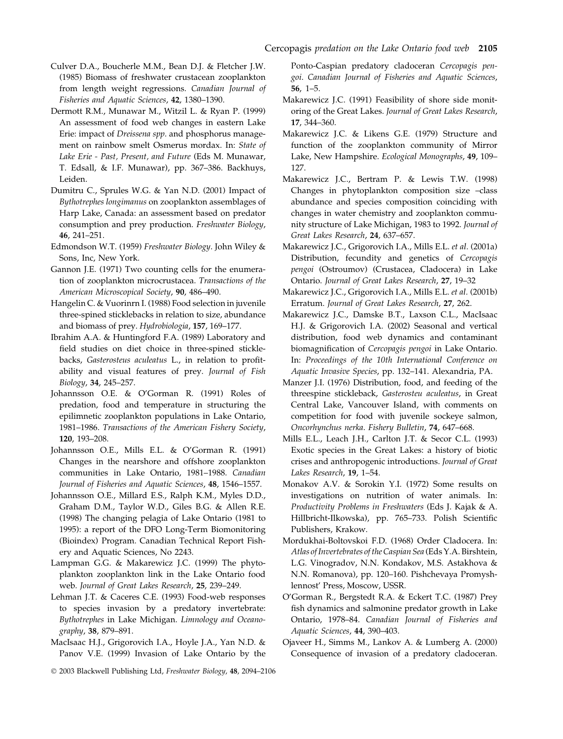Culver D.A., Boucherle M.M., Bean D.J. & Fletcher J.W. (1985) Biomass of freshwater crustacean zooplankton from length weight regressions. *Canadian Journal of Fisheries and Aquatic Sciences*, **42**, 1380–1390.

Dermott R.M., Munawar M., Witzil L. & Ryan P. (1999) An assessment of food web changes in eastern Lake Erie: impact of *Dreissena spp*. and phosphorus management on rainbow smelt Osmerus mordax. In: *State of Lake Erie - Past, Present, and Future* (Eds M. Munawar, T. Edsall, & I.F. Munawar), pp. 367–386. Backhuys, Leiden.

Dumitru C., Sprules W.G. & Yan N.D. (2001) Impact of *Bythotrephes longimanus* on zooplankton assemblages of Harp Lake, Canada: an assessment based on predator consumption and prey production. *Freshwater Biology*, **46**, 241–251.

Edmondson W.T. (1959) *Freshwater Biology*. John Wiley & Sons, Inc, New York.

Gannon J.E. (1971) Two counting cells for the enumeration of zooplankton microcrustacea. *Transactions of the American Microscopical Society*, **90**, 486–490.

Hangelin C. & Vuorinrn I. (1988) Food selection in juvenile three-spined sticklebacks in relation to size, abundance and biomass of prey. *Hydrobiologia*, **157**, 169–177.

Ibrahim A.A. & Huntingford F.A. (1989) Laboratory and field studies on diet choice in three-spined sticklebacks, *Gasterosteus aculeatus* L., in relation to profitability and visual features of prey. *Journal of Fish Biology*, **34**, 245–257.

Johannsson O.E. & O'Gorman R. (1991) Roles of predation, food and temperature in structuring the epilimnetic zooplankton populations in Lake Ontario, 1981–1986. *Transactions of the American Fishery Society*, **120**, 193–208.

Johannsson O.E., Mills E.L. & O'Gorman R. (1991) Changes in the nearshore and offshore zooplankton communities in Lake Ontario, 1981–1988. *Canadian Journal of Fisheries and Aquatic Sciences*, **48**, 1546–1557.

Johannsson O.E., Millard E.S., Ralph K.M., Myles D.D., Graham D.M., Taylor W.D., Giles B.G. & Allen R.E. (1998) The changing pelagia of Lake Ontario (1981 to 1995): a report of the DFO Long-Term Biomonitoring (Bioindex) Program. Canadian Technical Report Fishery and Aquatic Sciences, No 2243.

Lampman G.G. & Makarewicz J.C. (1999) The phytoplankton zooplankton link in the Lake Ontario food web. *Journal of Great Lakes Research*, **25**, 239–249.

Lehman J.T. & Caceres C.E. (1993) Food-web responses to species invasion by a predatory invertebrate: *Bythotrephes* in Lake Michigan. *Limnology and Oceanography*, **38**, 879–891.

MacIsaac H.J., Grigorovich I.A., Hoyle J.A., Yan N.D. & Panov V.E. (1999) Invasion of Lake Ontario by the Ponto-Caspian predatory cladoceran *Cercopagis pengoi*. *Canadian Journal of Fisheries and Aquatic Sciences*, **56**, 1–5.

Makarewicz J.C. (1991) Feasibility of shore side monitoring of the Great Lakes. *Journal of Great Lakes Research*, **17**, 344–360.

Makarewicz J.C. & Likens G.E. (1979) Structure and function of the zooplankton community of Mirror Lake, New Hampshire. *Ecological Monographs*, **49**, 109–127.

Makarewicz J.C., Bertram P. & Lewis T.W. (1998) Changes in phytoplankton composition size –class abundance and species composition coinciding with changes in water chemistry and zooplankton community structure of Lake Michigan, 1983 to 1992. *Journal of Great Lakes Research*, **24**, 637–657.

Makarewicz J.C., Grigorovich I.A., Mills E.L. *et al.* (2001a) Distribution, fecundity and genetics of *Cercopagis pengoi* (Ostroumov) (Crustacea, Cladocera) in Lake Ontario. *Journal of Great Lakes Research*, **27**, 19–32

Makarewicz J.C., Grigorovich I.A., Mills E.L. *et al.* (2001b) Erratum. *Journal of Great Lakes Research*, **27**, 262.

Makarewicz J.C., Damske B.T., Laxson C.L., MacIsaac H.J. & Grigorovich I.A. (2002) Seasonal and vertical distribution, food web dynamics and contaminant biomagnification of *Cercopagis pengoi* in Lake Ontario. In: *Proceedings of the 10th International Conference on Aquatic Invasive Species*, pp. 132–141. Alexandria, PA.

Manzer J.I. (1976) Distribution, food, and feeding of the threespine stickleback, *Gasterosteu aculeatus*, in Great Central Lake, Vancouver Island, with comments on competition for food with juvenile sockeye salmon, *Oncorhynchus nerka*. *Fishery Bulletin*, **74**, 647–668.

Mills E.L., Leach J.H., Carlton J.T. & Secor C.L. (1993) Exotic species in the Great Lakes: a history of biotic crises and anthropogenic introductions. *Journal of Great Lakes Research*, **19**, 1–54.

Monakov A.V. & Sorokin Y.I. (1972) Some results on investigations on nutrition of water animals. In: *Productivity Problems in Freshwaters* (Eds J. Kajak & A. Hillbricht-Ilkowska), pp. 765–733. Polish Scientific Publishers, Krakow.

Mordukhai-Boltovskoi F.D. (1968) Order Cladocera. In: *Atlas of Invertebrates of the Caspian Sea* (Eds Y.A. Birshtein, L.G. Vinogradov, N.N. Kondakov, M.S. Astakhova & N.N. Romanova), pp. 120–160. Pishchevaya Promyshlennost' Press, Moscow, USSR.

O'Gorman R., Bergstedt R.A. & Eckert T.C. (1987) Prey fish dynamics and salmonine predator growth in Lake Ontario, 1978–84. *Canadian Journal of Fisheries and Aquatic Sciences*, **44**, 390–403.

Ojaveer H., Simms M., Lankov A. & Lumberg A. (2000) Consequence of invasion of a predatory cladoceran.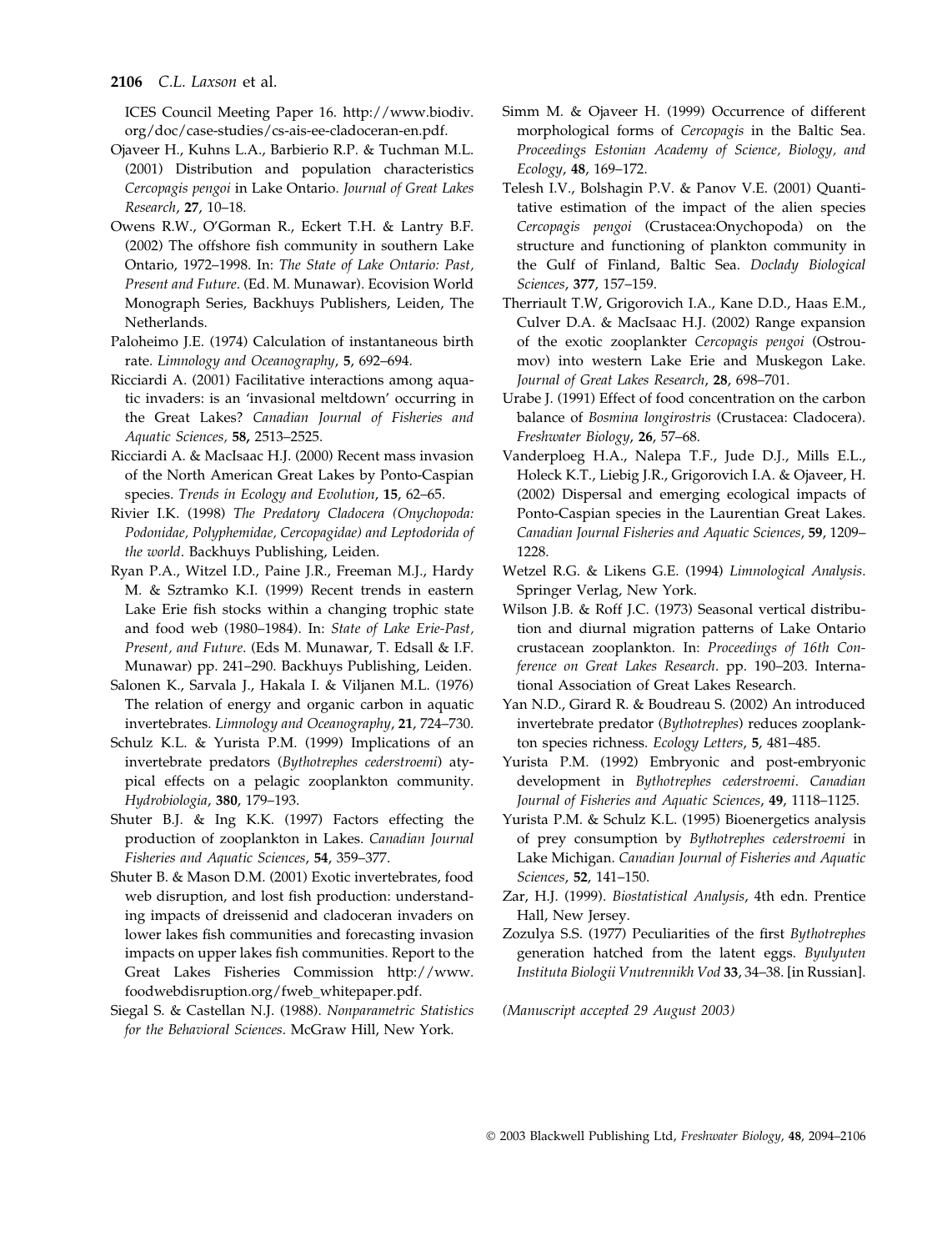ICES Council Meeting Paper 16. http://www.biodiv.org/doc/case-studies/cs-ais-ee-cladoceran-en.pdf.

Ojaveer H., Kuhns L.A., Barbierio R.P. & Tuchman M.L. (2001) Distribution and population characteristics *Cercopagis pengoi* in Lake Ontario. *Journal of Great Lakes Research*, **27**, 10–18.

Owens R.W., O'Gorman R., Eckert T.H. & Lantry B.F. (2002) The offshore fish community in southern Lake Ontario, 1972–1998. In: *The State of Lake Ontario: Past, Present and Future*. (Ed. M. Munawar). Ecovision World Monograph Series, Backhuys Publishers, Leiden, The Netherlands.

Paloheimo J.E. (1974) Calculation of instantaneous birth rate. *Limnology and Oceanography*, **5**, 692–694.

Ricciardi A. (2001) Facilitative interactions among aquatic invaders: is an 'invasional meltdown' occurring in the Great Lakes? *Canadian Journal of Fisheries and Aquatic Sciences,* **58,** 2513–2525.

Ricciardi A. & MacIsaac H.J. (2000) Recent mass invasion of the North American Great Lakes by Ponto-Caspian species. *Trends in Ecology and Evolution*, **15**, 62–65.

Rivier I.K. (1998) *The Predatory Cladocera (Onychopoda: Podonidae, Polyphemidae, Cercopagidae) and Leptodorida of the world*. Backhuys Publishing, Leiden.

Ryan P.A., Witzel I.D., Paine J.R., Freeman M.J., Hardy M. & Sztramko K.I. (1999) Recent trends in eastern Lake Erie fish stocks within a changing trophic state and food web (1980–1984). In: *State of Lake Erie-Past, Present, and Future*. (Eds M. Munawar, T. Edsall & I.F. Munawar) pp. 241–290. Backhuys Publishing, Leiden.

Salonen K., Sarvala J., Hakala I. & Viljanen M.L. (1976) The relation of energy and organic carbon in aquatic invertebrates. *Limnology and Oceanography*, **21**, 724–730.

Schulz K.L. & Yurista P.M. (1999) Implications of an invertebrate predators (*Bythotrephes cederstroemi*) atypical effects on a pelagic zooplankton community. *Hydrobiologia*, **380**, 179–193.

Shuter B.J. & Ing K.K. (1997) Factors effecting the production of zooplankton in Lakes. *Canadian Journal Fisheries and Aquatic Sciences*, **54**, 359–377.

Shuter B. & Mason D.M. (2001) Exotic invertebrates, food web disruption, and lost fish production: understanding impacts of dreissenid and cladoceran invaders on lower lakes fish communities and forecasting invasion impacts on upper lakes fish communities. Report to the Great Lakes Fisheries Commission http://www.foodwebdisruption.org/fweb_whitepaper.pdf.

Siegal S. & Castellan N.J. (1988). *Nonparametric Statistics for the Behavioral Sciences*. McGraw Hill, New York.

Simm M. & Ojaveer H. (1999) Occurrence of different morphological forms of *Cercopagis* in the Baltic Sea. *Proceedings Estonian Academy of Science, Biology, and Ecology*, **48**, 169–172.

Telesh I.V., Bolshagin P.V. & Panov V.E. (2001) Quantitative estimation of the impact of the alien species *Cercopagis pengoi* (Crustacea:Onychopoda) on the structure and functioning of plankton community in the Gulf of Finland, Baltic Sea. *Doclady Biological Sciences*, **377**, 157–159.

Therriault T.W, Grigorovich I.A., Kane D.D., Haas E.M., Culver D.A. & MacIsaac H.J. (2002) Range expansion of the exotic zooplankter *Cercopagis pengoi* (Ostroumov) into western Lake Erie and Muskegon Lake. *Journal of Great Lakes Research*, **28**, 698–701.

Urabe J. (1991) Effect of food concentration on the carbon balance of *Bosmina longirostris* (Crustacea: Cladocera). *Freshwater Biology*, **26**, 57–68.

Vanderploeg H.A., Nalepa T.F., Jude D.J., Mills E.L., Holeck K.T., Liebig J.R., Grigorovich I.A. & Ojaveer, H. (2002) Dispersal and emerging ecological impacts of Ponto-Caspian species in the Laurentian Great Lakes. *Canadian Journal Fisheries and Aquatic Sciences*, **59**, 1209–1228.

Wetzel R.G. & Likens G.E. (1994) *Limnological Analysis*. Springer Verlag, New York.

Wilson J.B. & Roff J.C. (1973) Seasonal vertical distribution and diurnal migration patterns of Lake Ontario crustacean zooplankton. In: *Proceedings of 16th Conference on Great Lakes Research*. pp. 190–203. International Association of Great Lakes Research.

Yan N.D., Girard R. & Boudreau S. (2002) An introduced invertebrate predator (*Bythotrephes*) reduces zooplankton species richness. *Ecology Letters*, **5**, 481–485.

Yurista P.M. (1992) Embryonic and post-embryonic development in *Bythotrephes cederstroemi*. *Canadian Journal of Fisheries and Aquatic Sciences*, **49**, 1118–1125.

Yurista P.M. & Schulz K.L. (1995) Bioenergetics analysis of prey consumption by *Bythotrephes cederstroemi* in Lake Michigan. *Canadian Journal of Fisheries and Aquatic Sciences*, **52**, 141–150.

Zar, H.J. (1999). *Biostatistical Analysis*, 4th edn. Prentice Hall, New Jersey.

Zozulya S.S. (1977) Peculiarities of the first *Bythotrephes* generation hatched from the latent eggs. *Byulyuten Instituta Biologii Vnutrennikh Vod* **33**, 34–38. [in Russian].

*(Manuscript accepted 29 August 2003)*